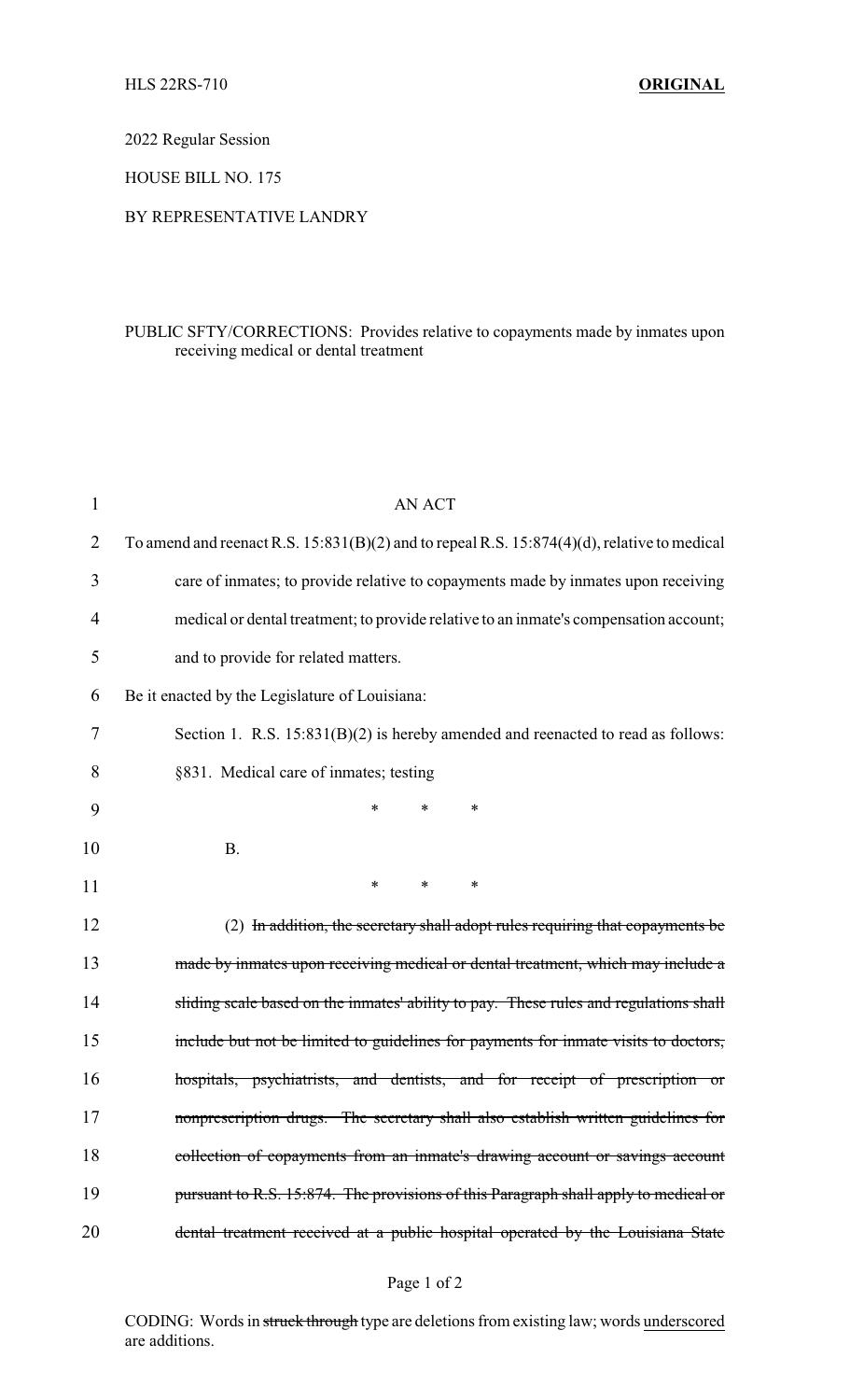HLS 22RS-710 **ORIGINAL**

2022 Regular Session

HOUSE BILL NO. 175

BY REPRESENTATIVE LANDRY

PUBLIC SFTY/CORRECTIONS: Provides relative to copayments made by inmates upon receiving medical or dental treatment

AN ACT

To amend and reenact R.S. 15:831(B)(2) and to repeal R.S. 15:874(4)(d), relative to medical care of inmates; to provide relative to copayments made by inmates upon receiving medical or dental treatment; to provide relative to an inmate's compensation account; and to provide for related matters.

Be it enacted by the Legislature of Louisiana:

Section 1. R.S. 15:831(B)(2) is hereby amended and reenacted to read as follows:

§831. Medical care of inmates; testing

\* \* \*

B.

\* \* \*

(2) ~~In addition, the secretary shall adopt rules requiring that copayments be made by inmates upon receiving medical or dental treatment, which may include a sliding scale based on the inmates' ability to pay. These rules and regulations shall include but not be limited to guidelines for payments for inmate visits to doctors, hospitals, psychiatrists, and dentists, and for receipt of prescription or nonprescription drugs. The secretary shall also establish written guidelines for collection of copayments from an inmate's drawing account or savings account pursuant to R.S. 15:874. The provisions of this Paragraph shall apply to medical or dental treatment received at a public hospital operated by the Louisiana State~~

CODING: Words in ~~struck through~~ type are deletions from existing law; words <u>underscored</u> are additions.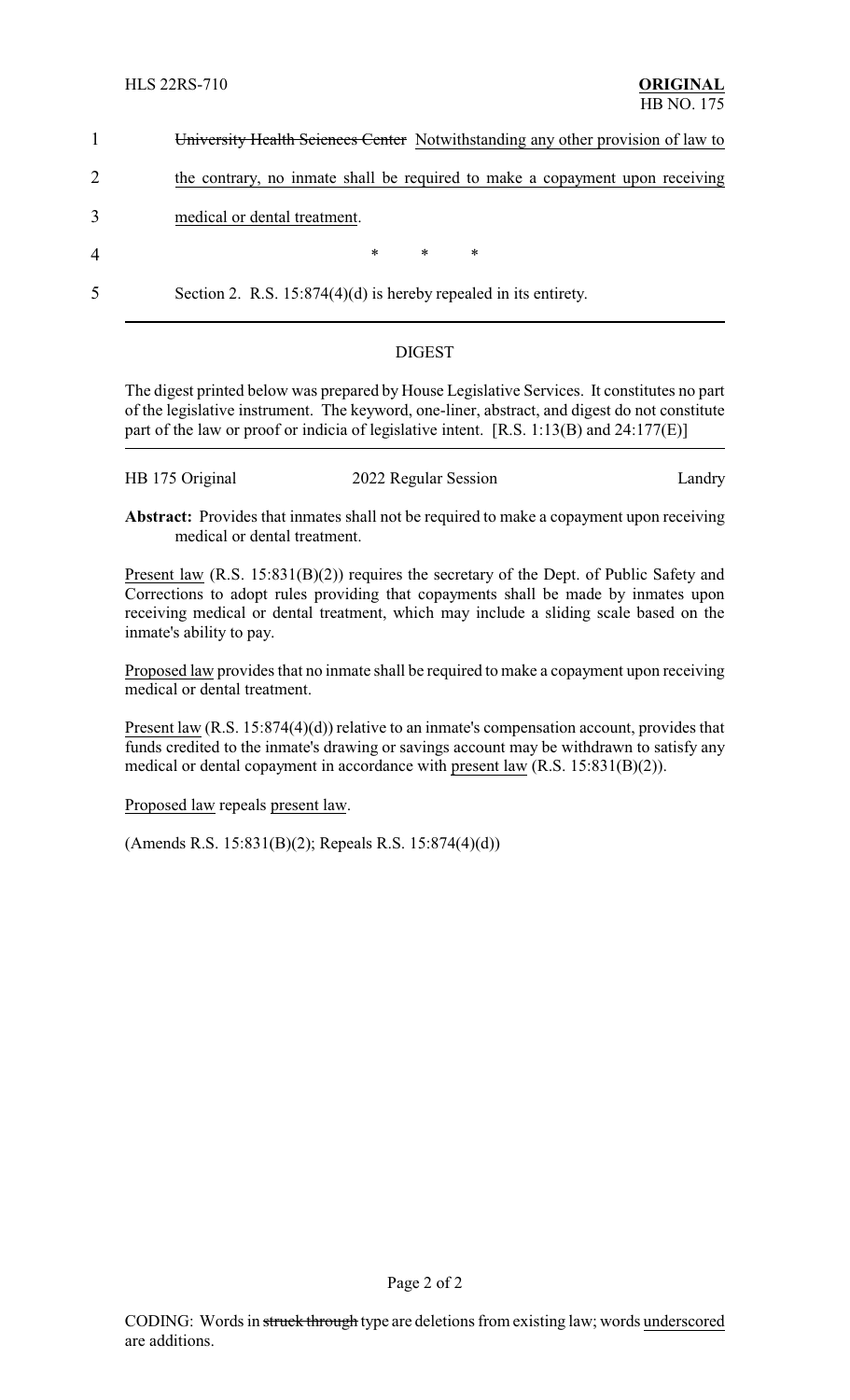1 ~~University Health Sciences Center~~ Notwithstanding any other provision of law to

2 the contrary, no inmate shall be required to make a copayment upon receiving

3 medical or dental treatment.

4 * * *

5 Section 2. R.S. 15:874(4)(d) is hereby repealed in its entirety.

## DIGEST

The digest printed below was prepared by House Legislative Services. It constitutes no part of the legislative instrument. The keyword, one-liner, abstract, and digest do not constitute part of the law or proof or indicia of legislative intent. [R.S. 1:13(B) and 24:177(E)]

| HB 175 Original | 2022 Regular Session | Landry |
|---|---|---|

**Abstract:** Provides that inmates shall not be required to make a copayment upon receiving medical or dental treatment.

Present law (R.S. 15:831(B)(2)) requires the secretary of the Dept. of Public Safety and Corrections to adopt rules providing that copayments shall be made by inmates upon receiving medical or dental treatment, which may include a sliding scale based on the inmate's ability to pay.

Proposed law provides that no inmate shall be required to make a copayment upon receiving medical or dental treatment.

Present law (R.S. 15:874(4)(d)) relative to an inmate's compensation account, provides that funds credited to the inmate's drawing or savings account may be withdrawn to satisfy any medical or dental copayment in accordance with present law (R.S. 15:831(B)(2)).

Proposed law repeals present law.

(Amends R.S. 15:831(B)(2); Repeals R.S. 15:874(4)(d))

CODING: Words in ~~struck through~~ type are deletions from existing law; words underscored are additions.